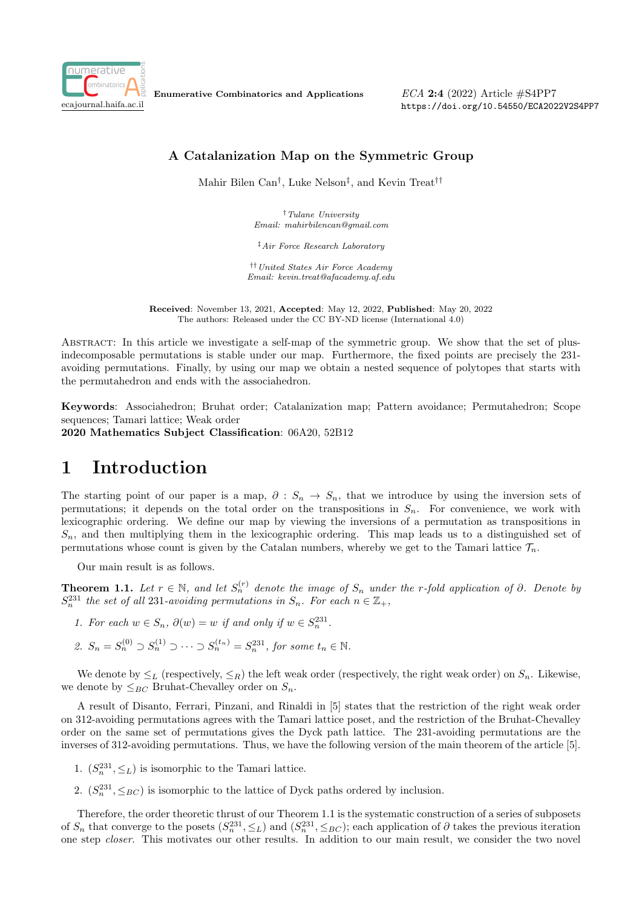**Enumerative Combinatorics and Applications**

*ECA* **2:4** (2022) Article #S4PP7
https://doi.org/10.54550/ECA2022V2S4PP7

# A Catalanization Map on the Symmetric Group

Mahir Bilen Can[†], Luke Nelson[‡], and Kevin Treat[††]

[†] *Tulane University*
*Email: mahirbilencan@gmail.com*

[‡] *Air Force Research Laboratory*

[††] *United States Air Force Academy*
*Email: kevin.treat@afacademy.af.edu*

**Received**: November 13, 2021, **Accepted**: May 12, 2022, **Published**: May 20, 2022
The authors: Released under the CC BY-ND license (International 4.0)

Abstract: In this article we investigate a self-map of the symmetric group. We show that the set of plus-indecomposable permutations is stable under our map. Furthermore, the fixed points are precisely the 231-avoiding permutations. Finally, by using our map we obtain a nested sequence of polytopes that starts with the permutahedron and ends with the associahedron.

**Keywords**: Associahedron; Bruhat order; Catalanization map; Pattern avoidance; Permutahedron; Scope sequences; Tamari lattice; Weak order
**2020 Mathematics Subject Classification**: 06A20, 52B12

# 1 Introduction

The starting point of our paper is a map, $\partial : S_n \to S_n$, that we introduce by using the inversion sets of permutations; it depends on the total order on the transpositions in $S_n$. For convenience, we work with lexicographic ordering. We define our map by viewing the inversions of a permutation as transpositions in $S_n$, and then multiplying them in the lexicographic ordering. This map leads us to a distinguished set of permutations whose count is given by the Catalan numbers, whereby we get to the Tamari lattice $\mathcal{T}_n$.

Our main result is as follows.

**Theorem 1.1.** *Let $r \in \mathbb{N}$, and let $S_n^{(r)}$ denote the image of $S_n$ under the $r$-fold application of $\partial$. Denote by $S_n^{231}$ the set of all 231-avoiding permutations in $S_n$. For each $n \in \mathbb{Z}_+$,*

1. *For each $w \in S_n$, $\partial(w) = w$ if and only if $w \in S_n^{231}$.*
2. *$S_n = S_n^{(0)} \supset S_n^{(1)} \supset \cdots \supset S_n^{(t_n)} = S_n^{231}$, for some $t_n \in \mathbb{N}$.*

We denote by $\leq_L$ (respectively, $\leq_R$) the left weak order (respectively, the right weak order) on $S_n$. Likewise, we denote by $\leq_{BC}$ Bruhat-Chevalley order on $S_n$.

A result of Disanto, Ferrari, Pinzani, and Rinaldi in [5] states that the restriction of the right weak order on 312-avoiding permutations agrees with the Tamari lattice poset, and the restriction of the Bruhat-Chevalley order on the same set of permutations gives the Dyck path lattice. The 231-avoiding permutations are the inverses of 312-avoiding permutations. Thus, we have the following version of the main theorem of the article [5].

1. $(S_n^{231}, \leq_L)$ is isomorphic to the Tamari lattice.
2. $(S_n^{231}, \leq_{BC})$ is isomorphic to the lattice of Dyck paths ordered by inclusion.

Therefore, the order theoretic thrust of our Theorem 1.1 is the systematic construction of a series of subposets of $S_n$ that converge to the posets $(S_n^{231}, \leq_L)$ and $(S_n^{231}, \leq_{BC})$; each application of $\partial$ takes the previous iteration one step *closer*. This motivates our other results. In addition to our main result, we consider the two novel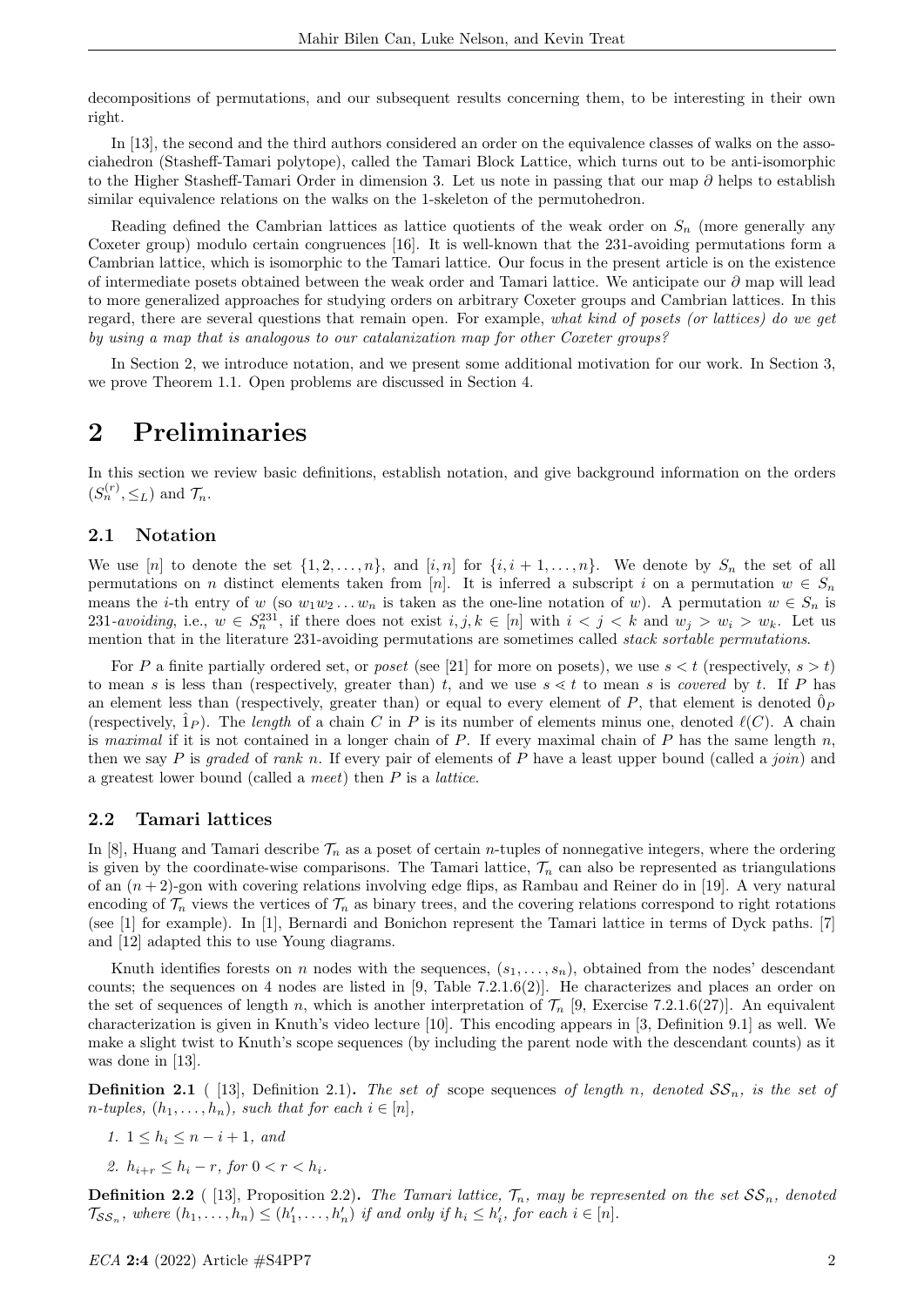decompositions of permutations, and our subsequent results concerning them, to be interesting in their own right.

In [13], the second and the third authors considered an order on the equivalence classes of walks on the associahedron (Stasheff-Tamari polytope), called the Tamari Block Lattice, which turns out to be anti-isomorphic to the Higher Stasheff-Tamari Order in dimension 3. Let us note in passing that our map $\partial$ helps to establish similar equivalence relations on the walks on the 1-skeleton of the permutohedron.

Reading defined the Cambrian lattices as lattice quotients of the weak order on $S_n$ (more generally any Coxeter group) modulo certain congruences [16]. It is well-known that the 231-avoiding permutations form a Cambrian lattice, which is isomorphic to the Tamari lattice. Our focus in the present article is on the existence of intermediate posets obtained between the weak order and Tamari lattice. We anticipate our $\partial$ map will lead to more generalized approaches for studying orders on arbitrary Coxeter groups and Cambrian lattices. In this regard, there are several questions that remain open. For example, *what kind of posets (or lattices) do we get by using a map that is analogous to our catalanization map for other Coxeter groups?*

In Section 2, we introduce notation, and we present some additional motivation for our work. In Section 3, we prove Theorem 1.1. Open problems are discussed in Section 4.

# 2 Preliminaries

In this section we review basic definitions, establish notation, and give background information on the orders $(S_n^{(r)}, \leq_L)$ and $\mathcal{T}_n$.

## 2.1 Notation

We use $[n]$ to denote the set $\{1, 2, \ldots, n\}$, and $[i, n]$ for $\{i, i+1, \ldots, n\}$. We denote by $S_n$ the set of all permutations on $n$ distinct elements taken from $[n]$. It is inferred a subscript $i$ on a permutation $w \in S_n$ means the $i$-th entry of $w$ (so $w_1 w_2 \ldots w_n$ is taken as the one-line notation of $w$). A permutation $w \in S_n$ is 231-*avoiding*, i.e., $w \in S_n^{231}$, if there does not exist $i, j, k \in [n]$ with $i < j < k$ and $w_j > w_i > w_k$. Let us mention that in the literature 231-avoiding permutations are sometimes called *stack sortable permutations*.

For $P$ a finite partially ordered set, or *poset* (see [21] for more on posets), we use $s < t$ (respectively, $s > t$) to mean $s$ is less than (respectively, greater than) $t$, and we use $s \lessdot t$ to mean $s$ is *covered* by $t$. If $P$ has an element less than (respectively, greater than) or equal to every element of $P$, that element is denoted $\hat{0}_P$ (respectively, $\hat{1}_P$). The *length* of a chain $C$ in $P$ is its number of elements minus one, denoted $\ell(C)$. A chain is *maximal* if it is not contained in a longer chain of $P$. If every maximal chain of $P$ has the same length $n$, then we say $P$ is *graded* of *rank* $n$. If every pair of elements of $P$ have a least upper bound (called a *join*) and a greatest lower bound (called a *meet*) then $P$ is a *lattice*.

## 2.2 Tamari lattices

In [8], Huang and Tamari describe $\mathcal{T}_n$ as a poset of certain $n$-tuples of nonnegative integers, where the ordering is given by the coordinate-wise comparisons. The Tamari lattice, $\mathcal{T}_n$ can also be represented as triangulations of an $(n+2)$-gon with covering relations involving edge flips, as Rambau and Reiner do in [19]. A very natural encoding of $\mathcal{T}_n$ views the vertices of $\mathcal{T}_n$ as binary trees, and the covering relations correspond to right rotations (see [1] for example). In [1], Bernardi and Bonichon represent the Tamari lattice in terms of Dyck paths. [7] and [12] adapted this to use Young diagrams.

Knuth identifies forests on $n$ nodes with the sequences, $(s_1, \ldots, s_n)$, obtained from the nodes' descendant counts; the sequences on 4 nodes are listed in [9, Table 7.2.1.6(2)]. He characterizes and places an order on the set of sequences of length $n$, which is another interpretation of $\mathcal{T}_n$ [9, Exercise 7.2.1.6(27)]. An equivalent characterization is given in Knuth's video lecture [10]. This encoding appears in [3, Definition 9.1] as well. We make a slight twist to Knuth's scope sequences (by including the parent node with the descendant counts) as it was done in [13].

**Definition 2.1** ( [13], Definition 2.1)**.** *The set of* scope sequences *of length $n$, denoted $\mathcal{SS}_n$, is the set of $n$-tuples, $(h_1, \ldots, h_n)$, such that for each $i \in [n]$,*

1. *$1 \leq h_i \leq n - i + 1$, and*
2. *$h_{i+r} \leq h_i - r$, for $0 < r < h_i$.*

**Definition 2.2** ( [13], Proposition 2.2)**.** *The Tamari lattice, $\mathcal{T}_n$, may be represented on the set $\mathcal{SS}_n$, denoted $\mathcal{T}_{\mathcal{SS}_n}$, where $(h_1, \ldots, h_n) \leq (h'_1, \ldots, h'_n)$ if and only if $h_i \leq h'_i$, for each $i \in [n]$.*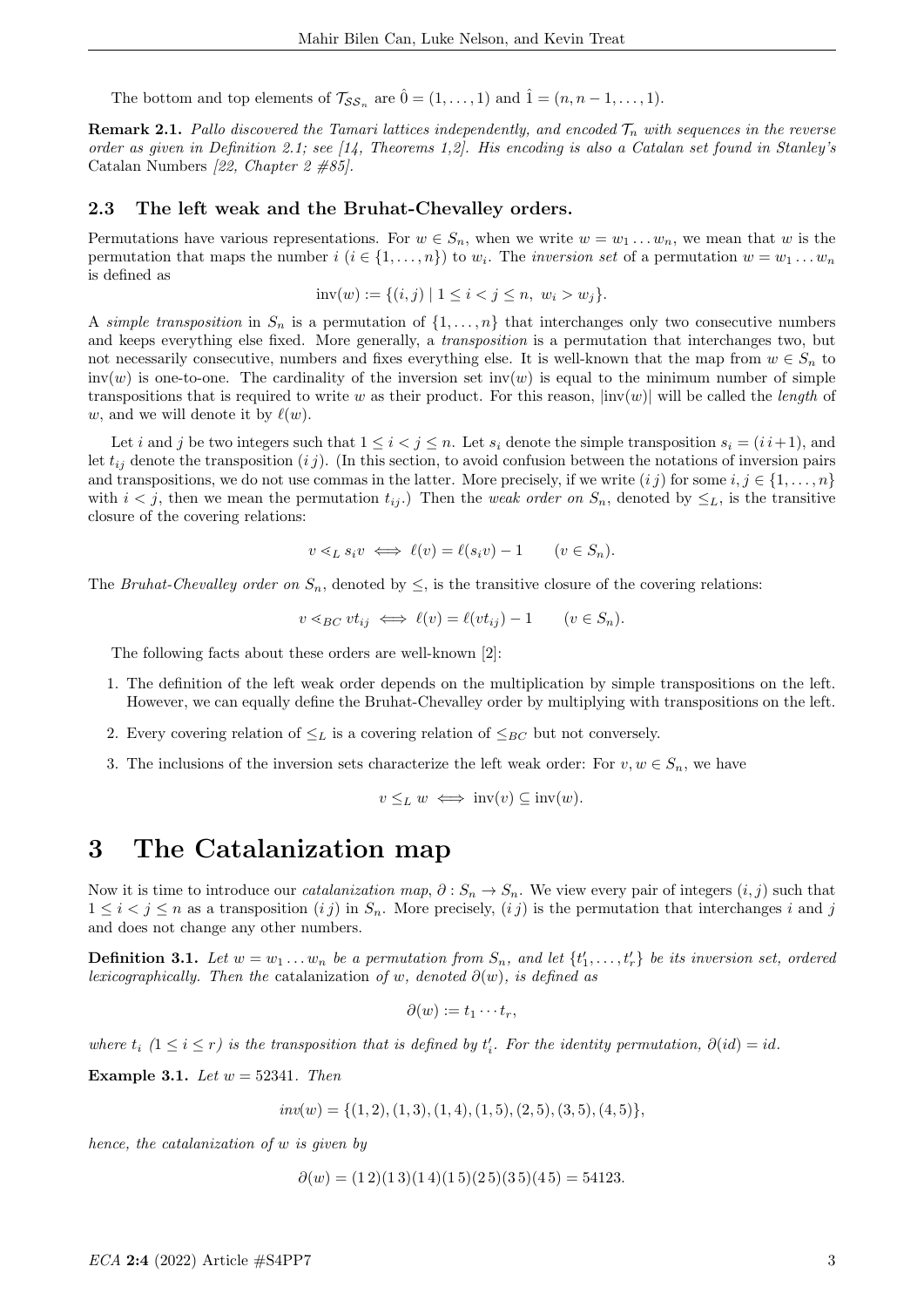The bottom and top elements of $\mathcal{T}_{\mathcal{SS}_n}$ are $\hat{0} = (1, \dots, 1)$ and $\hat{1} = (n, n-1, \dots, 1)$.

**Remark 2.1.** *Pallo discovered the Tamari lattices independently, and encoded $\mathcal{T}_n$ with sequences in the reverse order as given in Definition 2.1; see [14, Theorems 1,2]. His encoding is also a Catalan set found in Stanley's* Catalan Numbers *[22, Chapter 2 #85].*

### 2.3 The left weak and the Bruhat-Chevalley orders.

Permutations have various representations. For $w \in S_n$, when we write $w = w_1 \dots w_n$, we mean that $w$ is the permutation that maps the number $i$ ($i \in \{1, \dots, n\}$) to $w_i$. The *inversion set* of a permutation $w = w_1 \dots w_n$ is defined as

$$\text{inv}(w) := \{(i,j) \mid 1 \le i < j \le n,\ w_i > w_j\}.$$

A *simple transposition* in $S_n$ is a permutation of $\{1, \dots, n\}$ that interchanges only two consecutive numbers and keeps everything else fixed. More generally, a *transposition* is a permutation that interchanges two, but not necessarily consecutive, numbers and fixes everything else. It is well-known that the map from $w \in S_n$ to $\text{inv}(w)$ is one-to-one. The cardinality of the inversion set $\text{inv}(w)$ is equal to the minimum number of simple transpositions that is required to write $w$ as their product. For this reason, $|\text{inv}(w)|$ will be called the *length* of $w$, and we will denote it by $\ell(w)$.

Let $i$ and $j$ be two integers such that $1 \le i < j \le n$. Let $s_i$ denote the simple transposition $s_i = (i\, i+1)$, and let $t_{ij}$ denote the transposition $(i\, j)$. (In this section, to avoid confusion between the notations of inversion pairs and transpositions, we do not use commas in the latter. More precisely, if we write $(i\, j)$ for some $i, j \in \{1, \dots, n\}$ with $i < j$, then we mean the permutation $t_{ij}$.) Then the *weak order on $S_n$*, denoted by $\le_L$, is the transitive closure of the covering relations:

$$v \lessdot_L s_i v \iff \ell(v) = \ell(s_i v) - 1 \qquad (v \in S_n).$$

The *Bruhat-Chevalley order on $S_n$*, denoted by $\le$, is the transitive closure of the covering relations:

$$v \lessdot_{BC} v t_{ij} \iff \ell(v) = \ell(v t_{ij}) - 1 \qquad (v \in S_n).$$

The following facts about these orders are well-known [2]:

1. The definition of the left weak order depends on the multiplication by simple transpositions on the left. However, we can equally define the Bruhat-Chevalley order by multiplying with transpositions on the left.
2. Every covering relation of $\le_L$ is a covering relation of $\le_{BC}$ but not conversely.
3. The inclusions of the inversion sets characterize the left weak order: For $v, w \in S_n$, we have

$$v \le_L w \iff \text{inv}(v) \subseteq \text{inv}(w).$$

# 3 The Catalanization map

Now it is time to introduce our *catalanization map*, $\partial : S_n \to S_n$. We view every pair of integers $(i, j)$ such that $1 \le i < j \le n$ as a transposition $(i\, j)$ in $S_n$. More precisely, $(i\, j)$ is the permutation that interchanges $i$ and $j$ and does not change any other numbers.

**Definition 3.1.** *Let $w = w_1 \dots w_n$ be a permutation from $S_n$, and let $\{t'_1, \dots, t'_r\}$ be its inversion set, ordered lexicographically. Then the* catalanization *of $w$, denoted $\partial(w)$, is defined as*

$$\partial(w) := t_1 \cdots t_r,$$

*where $t_i$ ($1 \le i \le r$) is the transposition that is defined by $t'_i$. For the identity permutation, $\partial(id) = id$.*

**Example 3.1.** *Let $w = 52341$. Then*

$$\textit{inv}(w) = \{(1,2), (1,3), (1,4), (1,5), (2,5), (3,5), (4,5)\},$$

*hence, the catalanization of $w$ is given by*

$$\partial(w) = (1\,2)(1\,3)(1\,4)(1\,5)(2\,5)(3\,5)(4\,5) = 54123.$$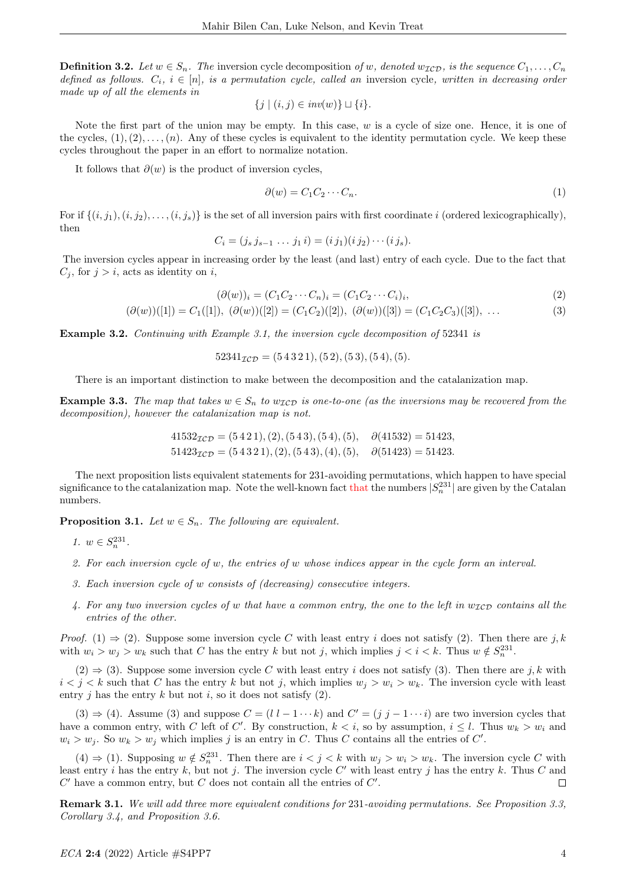**Definition 3.2.** *Let $w \in S_n$. The* inversion cycle decomposition *of $w$, denoted $w_{\mathcal{ICD}}$, is the sequence $C_1, \ldots, C_n$ defined as follows. $C_i$, $i \in [n]$, is a permutation cycle, called an* inversion cycle*, written in decreasing order made up of all the elements in*

$$\{j \mid (i,j) \in inv(w)\} \sqcup \{i\}.$$

Note the first part of the union may be empty. In this case, $w$ is a cycle of size one. Hence, it is one of the cycles, $(1), (2), \ldots, (n)$. Any of these cycles is equivalent to the identity permutation cycle. We keep these cycles throughout the paper in an effort to normalize notation.

It follows that $\partial(w)$ is the product of inversion cycles,

$$\partial(w) = C_1 C_2 \cdots C_n. \tag{1}$$

For if $\{(i,j_1), (i,j_2), \ldots, (i,j_s)\}$ is the set of all inversion pairs with first coordinate $i$ (ordered lexicographically), then

$$C_i = (j_s\, j_{s-1}\, \ldots\, j_1\, i) = (i\, j_1)(i\, j_2)\cdots(i\, j_s).$$

The inversion cycles appear in increasing order by the least (and last) entry of each cycle. Due to the fact that $C_j$, for $j > i$, acts as identity on $i$,

$$(\partial(w))_i = (C_1 C_2 \cdots C_n)_i = (C_1 C_2 \cdots C_i)_i, \tag{2}$$

$$(\partial(w))([1]) = C_1([1]),\ (\partial(w))([2]) = (C_1 C_2)([2]),\ (\partial(w))([3]) = (C_1 C_2 C_3)([3]),\ \ldots \tag{3}$$

**Example 3.2.** *Continuing with Example 3.1, the inversion cycle decomposition of* 52341 *is*

$$52341_{\mathcal{ICD}} = (5\,4\,3\,2\,1), (5\,2), (5\,3), (5\,4), (5).$$

There is an important distinction to make between the decomposition and the catalanization map.

**Example 3.3.** *The map that takes $w \in S_n$ to $w_{\mathcal{ICD}}$ is one-to-one (as the inversions may be recovered from the decomposition), however the catalanization map is not.*

$$41532_{\mathcal{ICD}} = (5\,4\,2\,1), (2), (5\,4\,3), (5\,4), (5), \quad \partial(41532) = 51423,$$
$$51423_{\mathcal{ICD}} = (5\,4\,3\,2\,1), (2), (5\,4\,3), (4), (5), \quad \partial(51423) = 51423.$$

The next proposition lists equivalent statements for 231-avoiding permutations, which happen to have special significance to the catalanization map. Note the well-known fact that the numbers $|S_n^{231}|$ are given by the Catalan numbers.

**Proposition 3.1.** *Let $w \in S_n$. The following are equivalent.*

1. *$w \in S_n^{231}$.*
2. *For each inversion cycle of $w$, the entries of $w$ whose indices appear in the cycle form an interval.*
3. *Each inversion cycle of $w$ consists of (decreasing) consecutive integers.*
4. *For any two inversion cycles of $w$ that have a common entry, the one to the left in $w_{\mathcal{ICD}}$ contains all the entries of the other.*

*Proof.* (1) $\Rightarrow$ (2). Suppose some inversion cycle $C$ with least entry $i$ does not satisfy (2). Then there are $j, k$ with $w_i > w_j > w_k$ such that $C$ has the entry $k$ but not $j$, which implies $j < i < k$. Thus $w \notin S_n^{231}$.

(2) $\Rightarrow$ (3). Suppose some inversion cycle $C$ with least entry $i$ does not satisfy (3). Then there are $j, k$ with $i < j < k$ such that $C$ has the entry $k$ but not $j$, which implies $w_j > w_i > w_k$. The inversion cycle with least entry $j$ has the entry $k$ but not $i$, so it does not satisfy (2).

(3) $\Rightarrow$ (4). Assume (3) and suppose $C = (l\ l-1 \cdots k)$ and $C' = (j\ j-1 \cdots i)$ are two inversion cycles that have a common entry, with $C$ left of $C'$. By construction, $k < i$, so by assumption, $i \leq l$. Thus $w_k > w_i$ and $w_i > w_j$. So $w_k > w_j$ which implies $j$ is an entry in $C$. Thus $C$ contains all the entries of $C'$.

(4) $\Rightarrow$ (1). Supposing $w \notin S_n^{231}$. Then there are $i < j < k$ with $w_j > w_i > w_k$. The inversion cycle $C$ with least entry $i$ has the entry $k$, but not $j$. The inversion cycle $C'$ with least entry $j$ has the entry $k$. Thus $C$ and $C'$ have a common entry, but $C$ does not contain all the entries of $C'$. $\square$

**Remark 3.1.** *We will add three more equivalent conditions for 231-avoiding permutations. See Proposition 3.3, Corollary 3.4, and Proposition 3.6.*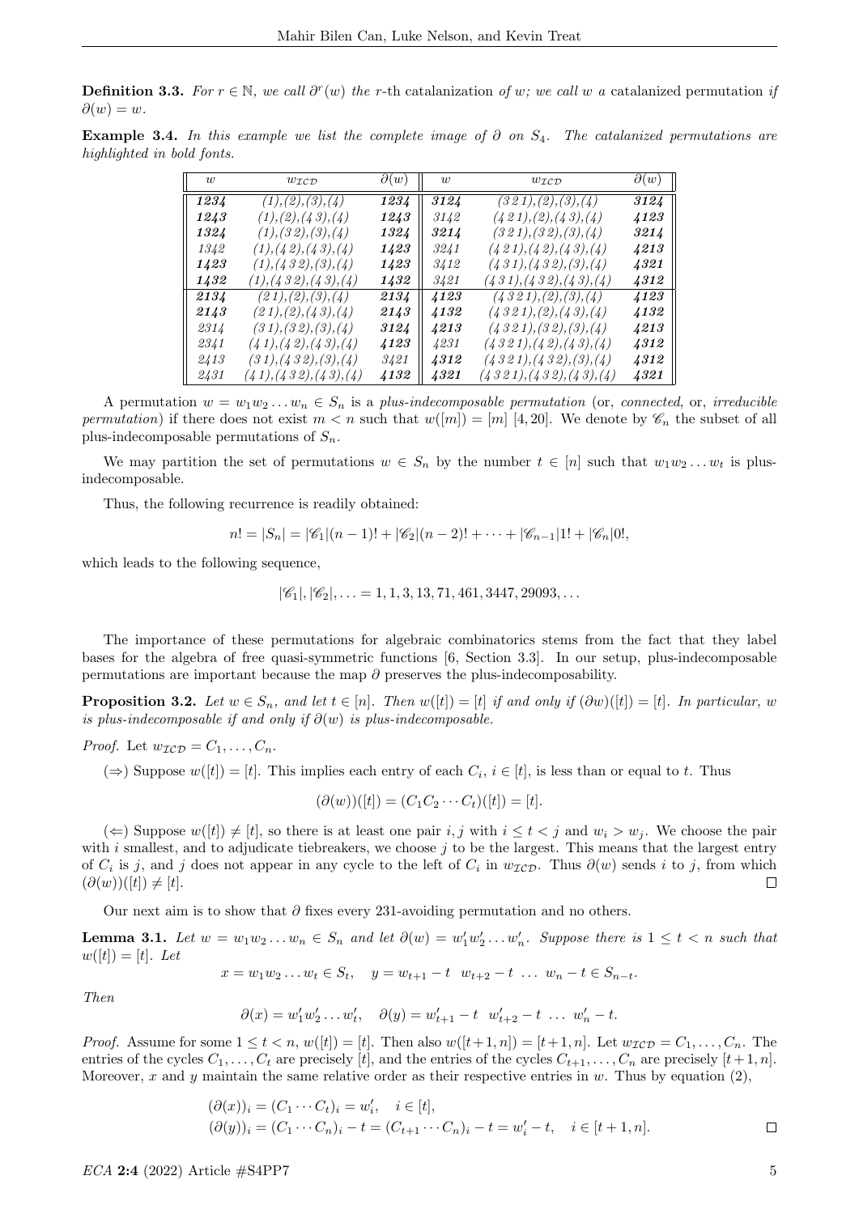**Definition 3.3.** *For $r \in \mathbb{N}$, we call $\partial^r(w)$ the* $r$-th catalanization *of $w$; we call $w$ a* catalanized permutation *if $\partial(w) = w$.*

**Example 3.4.** *In this example we list the complete image of $\partial$ on $S_4$. The catalanized permutations are highlighted in bold fonts.*

| $w$ | $w_{\mathcal{ICD}}$ | $\partial(w)$ | $w$ | $w_{\mathcal{ICD}}$ | $\partial(w)$ |
|---|---|---|---|---|---|
| **1234** | (1),(2),(3),(4) | **1234** | **3124** | (3 2 1),(2),(3),(4) | **3124** |
| **1243** | (1),(2),(4 3),(4) | **1243** | 3142 | (4 2 1),(2),(4 3),(4) | **4123** |
| **1324** | (1),(3 2),(3),(4) | **1324** | **3214** | (3 2 1),(3 2),(3),(4) | **3214** |
| 1342 | (1),(4 2),(4 3),(4) | **1423** | 3241 | (4 2 1),(4 2),(4 3),(4) | **4213** |
| **1423** | (1),(4 3 2),(3),(4) | **1423** | 3412 | (4 3 1),(4 3 2),(3),(4) | **4321** |
| **1432** | (1),(4 3 2),(4 3),(4) | **1432** | 3421 | (4 3 1),(4 3 2),(4 3),(4) | **4312** |
| **2134** | (2 1),(2),(3),(4) | **2134** | **4123** | (4 3 2 1),(2),(3),(4) | **4123** |
| **2143** | (2 1),(2),(4 3),(4) | **2143** | **4132** | (4 3 2 1),(2),(4 3),(4) | **4132** |
| 2314 | (3 1),(3 2),(3),(4) | **3124** | **4213** | (4 3 2 1),(3 2),(3),(4) | **4213** |
| 2341 | (4 1),(4 2),(4 3),(4) | **4123** | 4231 | (4 3 2 1),(4 2),(4 3),(4) | **4312** |
| 2413 | (3 1),(4 3 2),(3),(4) | 3421 | **4312** | (4 3 2 1),(4 3 2),(3),(4) | **4312** |
| 2431 | (4 1),(4 3 2),(4 3),(4) | **4132** | **4321** | (4 3 2 1),(4 3 2),(4 3),(4) | **4321** |

A permutation $w = w_1w_2\dots w_n \in S_n$ is a *plus-indecomposable permutation* (or, *connected*, or, *irreducible permutation*) if there does not exist $m < n$ such that $w([m]) = [m]$ [4, 20]. We denote by $\mathscr{C}_n$ the subset of all plus-indecomposable permutations of $S_n$.

We may partition the set of permutations $w \in S_n$ by the number $t \in [n]$ such that $w_1w_2\dots w_t$ is plus-indecomposable.

Thus, the following recurrence is readily obtained:

$$n! = |S_n| = |\mathscr{C}_1|(n-1)! + |\mathscr{C}_2|(n-2)! + \cdots + |\mathscr{C}_{n-1}|1! + |\mathscr{C}_n|0!,$$

which leads to the following sequence,

$$|\mathscr{C}_1|, |\mathscr{C}_2|, \dots = 1, 1, 3, 13, 71, 461, 3447, 29093, \dots$$

The importance of these permutations for algebraic combinatorics stems from the fact that they label bases for the algebra of free quasi-symmetric functions [6, Section 3.3]. In our setup, plus-indecomposable permutations are important because the map $\partial$ preserves the plus-indecomposability.

**Proposition 3.2.** *Let $w \in S_n$, and let $t \in [n]$. Then $w([t]) = [t]$ if and only if $(\partial w)([t]) = [t]$. In particular, $w$ is plus-indecomposable if and only if $\partial(w)$ is plus-indecomposable.*

*Proof.* Let $w_{\mathcal{ICD}} = C_1, \dots, C_n$.

($\Rightarrow$) Suppose $w([t]) = [t]$. This implies each entry of each $C_i$, $i \in [t]$, is less than or equal to $t$. Thus

$$(\partial(w))([t]) = (C_1C_2\cdots C_t)([t]) = [t].$$

($\Leftarrow$) Suppose $w([t]) \neq [t]$, so there is at least one pair $i, j$ with $i \leq t < j$ and $w_i > w_j$. We choose the pair with $i$ smallest, and to adjudicate tiebreakers, we choose $j$ to be the largest. This means that the largest entry of $C_i$ is $j$, and $j$ does not appear in any cycle to the left of $C_i$ in $w_{\mathcal{ICD}}$. Thus $\partial(w)$ sends $i$ to $j$, from which $(\partial(w))([t]) \neq [t]$. $\square$

Our next aim is to show that $\partial$ fixes every 231-avoiding permutation and no others.

**Lemma 3.1.** *Let $w = w_1w_2\dots w_n \in S_n$ and let $\partial(w) = w'_1w'_2\dots w'_n$. Suppose there is $1 \leq t < n$ such that $w([t]) = [t]$. Let*

$$x = w_1w_2\dots w_t \in S_t, \quad y = w_{t+1} - t \;\; w_{t+2} - t \;\; \dots \;\; w_n - t \in S_{n-t}.$$

*Then*

$$\partial(x) = w'_1w'_2\dots w'_t, \quad \partial(y) = w'_{t+1} - t \;\; w'_{t+2} - t \;\; \dots \;\; w'_n - t.$$

*Proof.* Assume for some $1 \leq t < n$, $w([t]) = [t]$. Then also $w([t+1, n]) = [t+1, n]$. Let $w_{\mathcal{ICD}} = C_1, \dots, C_n$. The entries of the cycles $C_1, \dots, C_t$ are precisely $[t]$, and the entries of the cycles $C_{t+1}, \dots, C_n$ are precisely $[t+1, n]$. Moreover, $x$ and $y$ maintain the same relative order as their respective entries in $w$. Thus by equation (2),

$$\begin{aligned}
(\partial(x))_i &= (C_1 \cdots C_t)_i = w'_i, \quad i \in [t], \\
(\partial(y))_i &= (C_1 \cdots C_n)_i - t = (C_{t+1} \cdots C_n)_i - t = w'_i - t, \quad i \in [t+1, n].
\end{aligned}$$

$\square$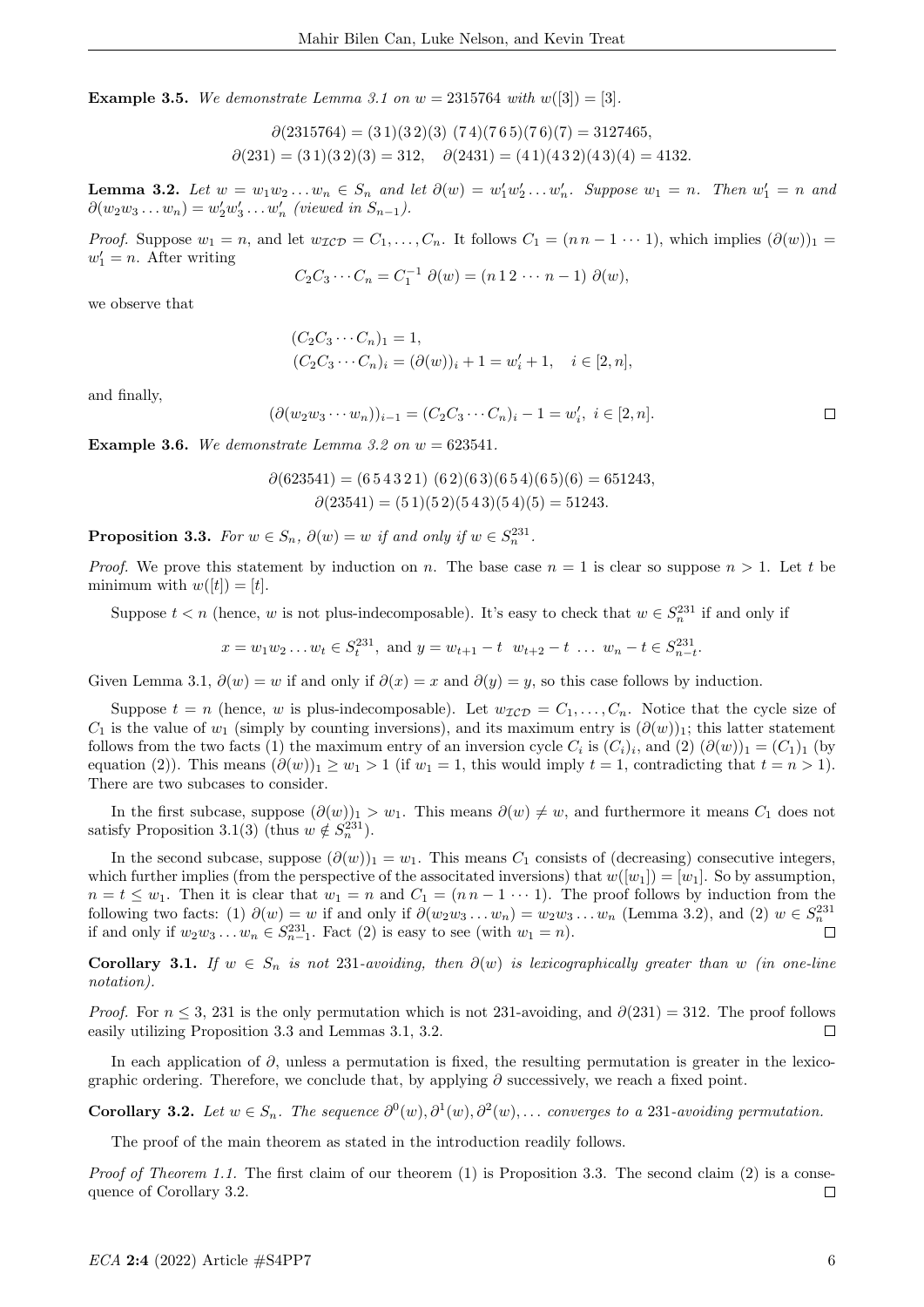**Example 3.5.** *We demonstrate Lemma 3.1 on $w = 2315764$ with $w([3]) = [3]$.*

$$\partial(2315764) = (3\,1)(3\,2)(3)\ (7\,4)(7\,6\,5)(7\,6)(7) = 3127465,$$
$$\partial(231) = (3\,1)(3\,2)(3) = 312, \quad \partial(2431) = (4\,1)(4\,3\,2)(4\,3)(4) = 4132.$$

**Lemma 3.2.** *Let $w = w_1 w_2 \ldots w_n \in S_n$ and let $\partial(w) = w_1' w_2' \ldots w_n'$. Suppose $w_1 = n$. Then $w_1' = n$ and $\partial(w_2 w_3 \ldots w_n) = w_2' w_3' \ldots w_n'$ (viewed in $S_{n-1}$).*

*Proof.* Suppose $w_1 = n$, and let $w_{\mathcal{ICD}} = C_1, \ldots, C_n$. It follows $C_1 = (n\, n-1 \cdots 1)$, which implies $(\partial(w))_1 = w_1' = n$. After writing

$$C_2 C_3 \cdots C_n = C_1^{-1}\ \partial(w) = (n\,1\,2 \cdots n-1)\ \partial(w),$$

we observe that

$$\begin{aligned}
&(C_2 C_3 \cdots C_n)_1 = 1, \\
&(C_2 C_3 \cdots C_n)_i = (\partial(w))_i + 1 = w_i' + 1, \quad i \in [2, n],
\end{aligned}$$

and finally,

$$(\partial(w_2 w_3 \cdots w_n))_{i-1} = (C_2 C_3 \cdots C_n)_i - 1 = w_i', \ i \in [2, n].$$

□

**Example 3.6.** *We demonstrate Lemma 3.2 on $w = 623541$.*

$$\partial(623541) = (6\,5\,4\,3\,2\,1)\ (6\,2)(6\,3)(6\,5\,4)(6\,5)(6) = 651243,$$
$$\partial(23541) = (5\,1)(5\,2)(5\,4\,3)(5\,4)(5) = 51243.$$

**Proposition 3.3.** *For $w \in S_n$, $\partial(w) = w$ if and only if $w \in S_n^{231}$.*

*Proof.* We prove this statement by induction on $n$. The base case $n = 1$ is clear so suppose $n > 1$. Let $t$ be minimum with $w([t]) = [t]$.

Suppose $t < n$ (hence, $w$ is not plus-indecomposable). It's easy to check that $w \in S_n^{231}$ if and only if

$$x = w_1 w_2 \ldots w_t \in S_t^{231}, \text{ and } y = w_{t+1} - t \ \ w_{t+2} - t \ \ldots \ w_n - t \in S_{n-t}^{231}.$$

Given Lemma 3.1, $\partial(w) = w$ if and only if $\partial(x) = x$ and $\partial(y) = y$, so this case follows by induction.

Suppose $t = n$ (hence, $w$ is plus-indecomposable). Let $w_{\mathcal{ICD}} = C_1, \ldots, C_n$. Notice that the cycle size of $C_1$ is the value of $w_1$ (simply by counting inversions), and its maximum entry is $(\partial(w))_1$; this latter statement follows from the two facts (1) the maximum entry of an inversion cycle $C_i$ is $(C_i)_i$, and (2) $(\partial(w))_1 = (C_1)_1$ (by equation (2)). This means $(\partial(w))_1 \geq w_1 > 1$ (if $w_1 = 1$, this would imply $t = 1$, contradicting that $t = n > 1$). There are two subcases to consider.

In the first subcase, suppose $(\partial(w))_1 > w_1$. This means $\partial(w) \neq w$, and furthermore it means $C_1$ does not satisfy Proposition 3.1(3) (thus $w \notin S_n^{231}$).

In the second subcase, suppose $(\partial(w))_1 = w_1$. This means $C_1$ consists of (decreasing) consecutive integers, which further implies (from the perspective of the associtated inversions) that $w([w_1]) = [w_1]$. So by assumption, $n = t \leq w_1$. Then it is clear that $w_1 = n$ and $C_1 = (n\, n-1 \cdots 1)$. The proof follows by induction from the following two facts: (1) $\partial(w) = w$ if and only if $\partial(w_2 w_3 \ldots w_n) = w_2 w_3 \ldots w_n$ (Lemma 3.2), and (2) $w \in S_n^{231}$ if and only if $w_2 w_3 \ldots w_n \in S_{n-1}^{231}$. Fact (2) is easy to see (with $w_1 = n$). □

**Corollary 3.1.** *If $w \in S_n$ is not 231-avoiding, then $\partial(w)$ is lexicographically greater than $w$ (in one-line notation).*

*Proof.* For $n \leq 3$, 231 is the only permutation which is not 231-avoiding, and $\partial(231) = 312$. The proof follows easily utilizing Proposition 3.3 and Lemmas 3.1, 3.2. □

In each application of $\partial$, unless a permutation is fixed, the resulting permutation is greater in the lexicographic ordering. Therefore, we conclude that, by applying $\partial$ successively, we reach a fixed point.

**Corollary 3.2.** *Let $w \in S_n$. The sequence $\partial^0(w), \partial^1(w), \partial^2(w), \ldots$ converges to a 231-avoiding permutation.*

The proof of the main theorem as stated in the introduction readily follows.

*Proof of Theorem 1.1.* The first claim of our theorem (1) is Proposition 3.3. The second claim (2) is a consequence of Corollary 3.2. □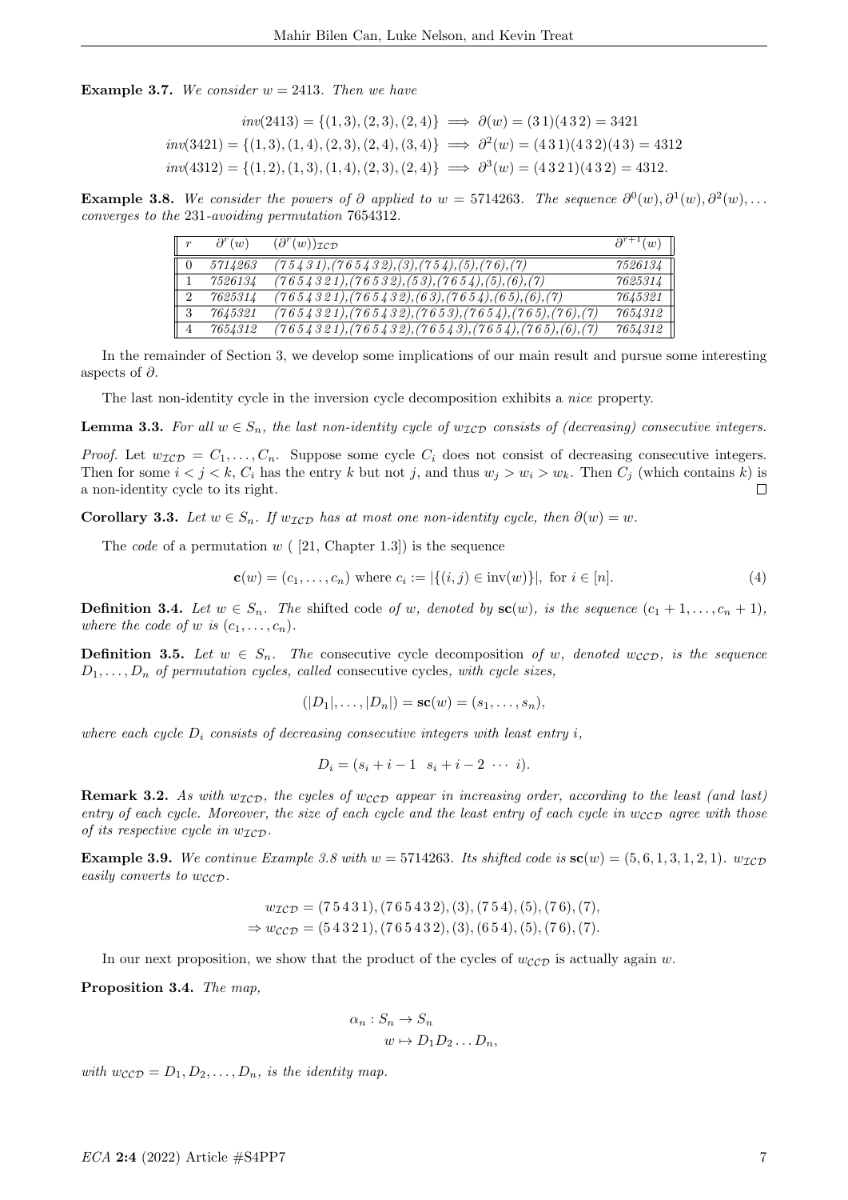**Example 3.7.** *We consider $w = 2413$. Then we have*

$$inv(2413) = \{(1,3),(2,3),(2,4)\} \implies \partial(w) = (3\,1)(4\,3\,2) = 3421$$
$$inv(3421) = \{(1,3),(1,4),(2,3),(2,4),(3,4)\} \implies \partial^2(w) = (4\,3\,1)(4\,3\,2)(4\,3) = 4312$$
$$inv(4312) = \{(1,2),(1,3),(1,4),(2,3),(2,4)\} \implies \partial^3(w) = (4\,3\,2\,1)(4\,3\,2) = 4312.$$

**Example 3.8.** *We consider the powers of $\partial$ applied to $w = 5714263$. The sequence $\partial^0(w), \partial^1(w), \partial^2(w), \ldots$ converges to the 231-avoiding permutation 7654312.*

| $r$ | $\partial^r(w)$ | $(\partial^r(w))_{\mathcal{ICD}}$ | $\partial^{r+1}(w)$ |
|---|---|---|---|
| 0 | 5714263 | (7 5 4 3 1),(7 6 5 4 3 2),(3),(7 5 4),(5),(7 6),(7) | 7526134 |
| 1 | 7526134 | (7 6 5 4 3 2 1),(7 6 5 3 2),(5 3),(7 6 5 4),(5),(6),(7) | 7625314 |
| 2 | 7625314 | (7 6 5 4 3 2 1),(7 6 5 4 3 2),(6 3),(7 6 5 4),(6 5),(6),(7) | 7645321 |
| 3 | 7645321 | (7 6 5 4 3 2 1),(7 6 5 4 3 2),(7 6 5 3),(7 6 5 4),(7 6 5),(7 6),(7) | 7654312 |
| 4 | 7654312 | (7 6 5 4 3 2 1),(7 6 5 4 3 2),(7 6 5 4 3),(7 6 5 4),(7 6 5),(6),(7) | 7654312 |

In the remainder of Section 3, we develop some implications of our main result and pursue some interesting aspects of $\partial$.

The last non-identity cycle in the inversion cycle decomposition exhibits a *nice* property.

**Lemma 3.3.** *For all $w \in S_n$, the last non-identity cycle of $w_{\mathcal{ICD}}$ consists of (decreasing) consecutive integers.*

*Proof.* Let $w_{\mathcal{ICD}} = C_1, \ldots, C_n$. Suppose some cycle $C_i$ does not consist of decreasing consecutive integers. Then for some $i < j < k$, $C_i$ has the entry $k$ but not $j$, and thus $w_j > w_i > w_k$. Then $C_j$ (which contains $k$) is a non-identity cycle to its right. $\square$

**Corollary 3.3.** *Let $w \in S_n$. If $w_{\mathcal{ICD}}$ has at most one non-identity cycle, then $\partial(w) = w$.*

The *code* of a permutation $w$ ( [21, Chapter 1.3]) is the sequence

$$\mathbf{c}(w) = (c_1, \ldots, c_n) \text{ where } c_i := |\{(i,j) \in \text{inv}(w)\}|, \text{ for } i \in [n]. \tag{4}$$

**Definition 3.4.** *Let $w \in S_n$. The* shifted code *of $w$, denoted by $\mathbf{sc}(w)$, is the sequence $(c_1 + 1, \ldots, c_n + 1)$, where the code of $w$ is $(c_1, \ldots, c_n)$.*

**Definition 3.5.** *Let $w \in S_n$. The* consecutive cycle decomposition *of $w$, denoted $w_{\mathcal{CCD}}$, is the sequence $D_1, \ldots, D_n$ of permutation cycles, called* consecutive cycles*, with cycle sizes,*

$$(|D_1|, \ldots, |D_n|) = \mathbf{sc}(w) = (s_1, \ldots, s_n),$$

*where each cycle $D_i$ consists of decreasing consecutive integers with least entry $i$,*

$$D_i = (s_i + i - 1 \;\; s_i + i - 2 \; \cdots \; i).$$

**Remark 3.2.** *As with $w_{\mathcal{ICD}}$, the cycles of $w_{\mathcal{CCD}}$ appear in increasing order, according to the least (and last) entry of each cycle. Moreover, the size of each cycle and the least entry of each cycle in $w_{\mathcal{CCD}}$ agree with those of its respective cycle in $w_{\mathcal{ICD}}$.*

**Example 3.9.** *We continue Example 3.8 with $w = 5714263$. Its shifted code is $\mathbf{sc}(w) = (5,6,1,3,1,2,1)$. $w_{\mathcal{ICD}}$ easily converts to $w_{\mathcal{CCD}}$.*

$$w_{\mathcal{ICD}} = (7\,5\,4\,3\,1),(7\,6\,5\,4\,3\,2),(3),(7\,5\,4),(5),(7\,6),(7),$$
$$\Rightarrow w_{\mathcal{CCD}} = (5\,4\,3\,2\,1),(7\,6\,5\,4\,3\,2),(3),(6\,5\,4),(5),(7\,6),(7).$$

In our next proposition, we show that the product of the cycles of $w_{\mathcal{CCD}}$ is actually again $w$.

**Proposition 3.4.** *The map,*

$$\alpha_n : S_n \to S_n$$
$$w \mapsto D_1 D_2 \ldots D_n,$$

*with $w_{\mathcal{CCD}} = D_1, D_2, \ldots, D_n$, is the identity map.*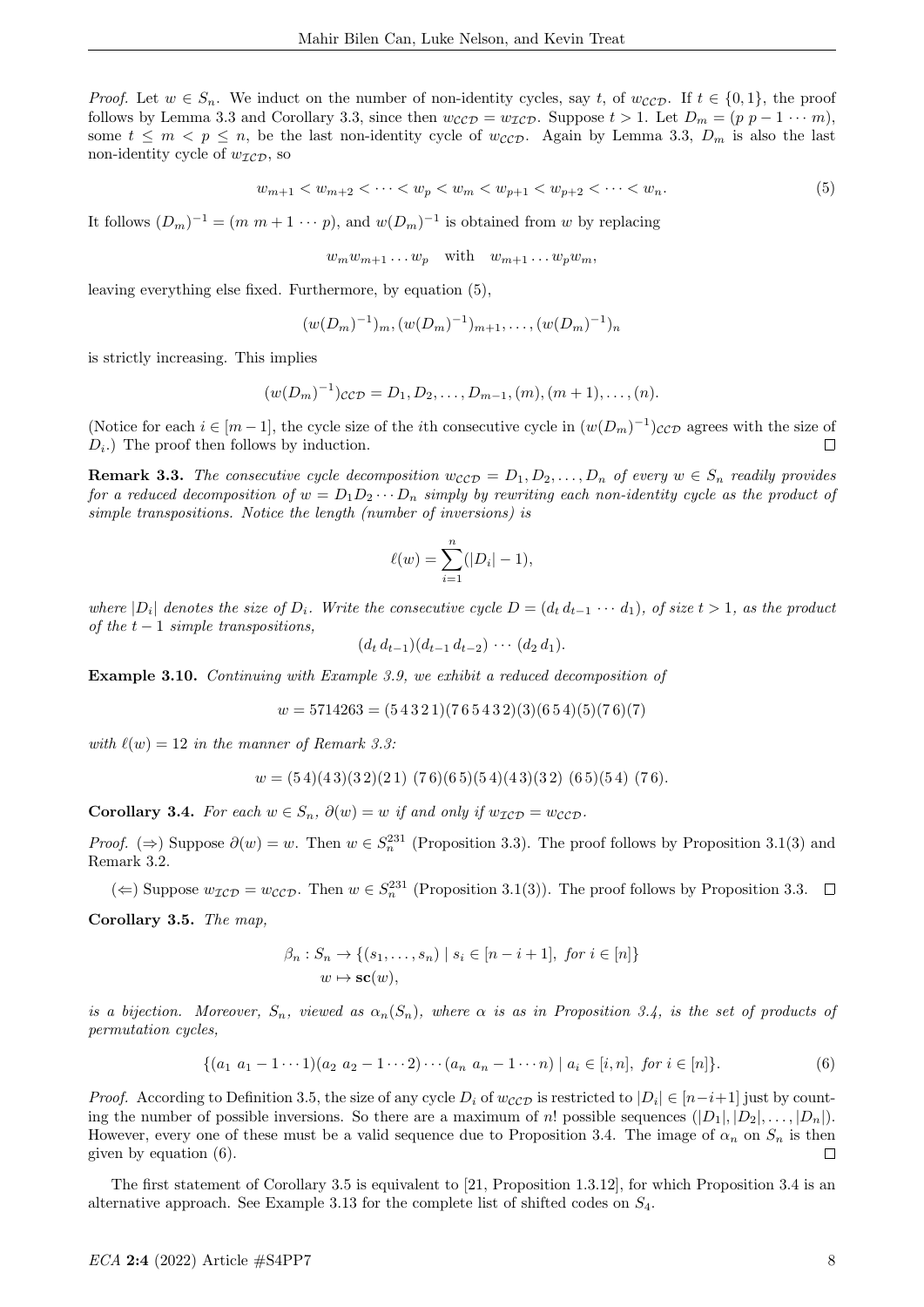*Proof.* Let $w \in S_n$. We induct on the number of non-identity cycles, say $t$, of $w_{\mathcal{CCD}}$. If $t \in \{0,1\}$, the proof follows by Lemma 3.3 and Corollary 3.3, since then $w_{\mathcal{CCD}} = w_{\mathcal{ICD}}$. Suppose $t > 1$. Let $D_m = (p\ p-1 \cdots m)$, some $t \le m < p \le n$, be the last non-identity cycle of $w_{\mathcal{CCD}}$. Again by Lemma 3.3, $D_m$ is also the last non-identity cycle of $w_{\mathcal{ICD}}$, so

$$w_{m+1} < w_{m+2} < \cdots < w_p < w_m < w_{p+1} < w_{p+2} < \cdots < w_n. \tag{5}$$

It follows $(D_m)^{-1} = (m\ m+1 \cdots p)$, and $w(D_m)^{-1}$ is obtained from $w$ by replacing

$$w_m w_{m+1} \dots w_p \quad \text{with} \quad w_{m+1} \dots w_p w_m,$$

leaving everything else fixed. Furthermore, by equation (5),

$$(w(D_m)^{-1})_m, (w(D_m)^{-1})_{m+1}, \dots, (w(D_m)^{-1})_n$$

is strictly increasing. This implies

$$(w(D_m)^{-1})_{\mathcal{CCD}} = D_1, D_2, \dots, D_{m-1}, (m), (m+1), \dots, (n).$$

(Notice for each $i \in [m-1]$, the cycle size of the $i$th consecutive cycle in $(w(D_m)^{-1})_{\mathcal{CCD}}$ agrees with the size of $D_i$.) The proof then follows by induction. $\square$

**Remark 3.3.** *The consecutive cycle decomposition $w_{\mathcal{CCD}} = D_1, D_2, \dots, D_n$ of every $w \in S_n$ readily provides for a reduced decomposition of $w = D_1 D_2 \cdots D_n$ simply by rewriting each non-identity cycle as the product of simple transpositions. Notice the length (number of inversions) is*

$$\ell(w) = \sum_{i=1}^{n} (|D_i| - 1),$$

*where $|D_i|$ denotes the size of $D_i$. Write the consecutive cycle $D = (d_t\, d_{t-1} \cdots d_1)$, of size $t > 1$, as the product of the $t-1$ simple transpositions,*

$$(d_t\, d_{t-1})(d_{t-1}\, d_{t-2}) \cdots (d_2\, d_1).$$

**Example 3.10.** *Continuing with Example 3.9, we exhibit a reduced decomposition of*

$$w = 5714263 = (5\,4\,3\,2\,1)(7\,6\,5\,4\,3\,2)(3)(6\,5\,4)(5)(7\,6)(7)$$

*with $\ell(w) = 12$ in the manner of Remark 3.3:*

$$w = (5\,4)(4\,3)(3\,2)(2\,1)\ (7\,6)(6\,5)(5\,4)(4\,3)(3\,2)\ (6\,5)(5\,4)\ (7\,6).$$

**Corollary 3.4.** *For each $w \in S_n$, $\partial(w) = w$ if and only if $w_{\mathcal{ICD}} = w_{\mathcal{CCD}}$.*

*Proof.* ($\Rightarrow$) Suppose $\partial(w) = w$. Then $w \in S_n^{231}$ (Proposition 3.3). The proof follows by Proposition 3.1(3) and Remark 3.2.

($\Leftarrow$) Suppose $w_{\mathcal{ICD}} = w_{\mathcal{CCD}}$. Then $w \in S_n^{231}$ (Proposition 3.1(3)). The proof follows by Proposition 3.3. $\square$

**Corollary 3.5.** *The map,*

$$\begin{aligned}\beta_n : S_n &\to \{(s_1, \dots, s_n) \mid s_i \in [n-i+1],\ \textit{for}\ i \in [n]\}\\ w &\mapsto \mathbf{sc}(w),\end{aligned}$$

*is a bijection. Moreover, $S_n$, viewed as $\alpha_n(S_n)$, where $\alpha$ is as in Proposition 3.4, is the set of products of permutation cycles,*

$$\{(a_1\ a_1 - 1 \cdots 1)(a_2\ a_2 - 1 \cdots 2) \cdots (a_n\ a_n - 1 \cdots n) \mid a_i \in [i, n],\ \textit{for}\ i \in [n]\}. \tag{6}$$

*Proof.* According to Definition 3.5, the size of any cycle $D_i$ of $w_{\mathcal{CCD}}$ is restricted to $|D_i| \in [n-i+1]$ just by counting the number of possible inversions. So there are a maximum of $n!$ possible sequences $(|D_1|, |D_2|, \dots, |D_n|)$. However, every one of these must be a valid sequence due to Proposition 3.4. The image of $\alpha_n$ on $S_n$ is then given by equation (6). $\square$

The first statement of Corollary 3.5 is equivalent to [21, Proposition 1.3.12], for which Proposition 3.4 is an alternative approach. See Example 3.13 for the complete list of shifted codes on $S_4$.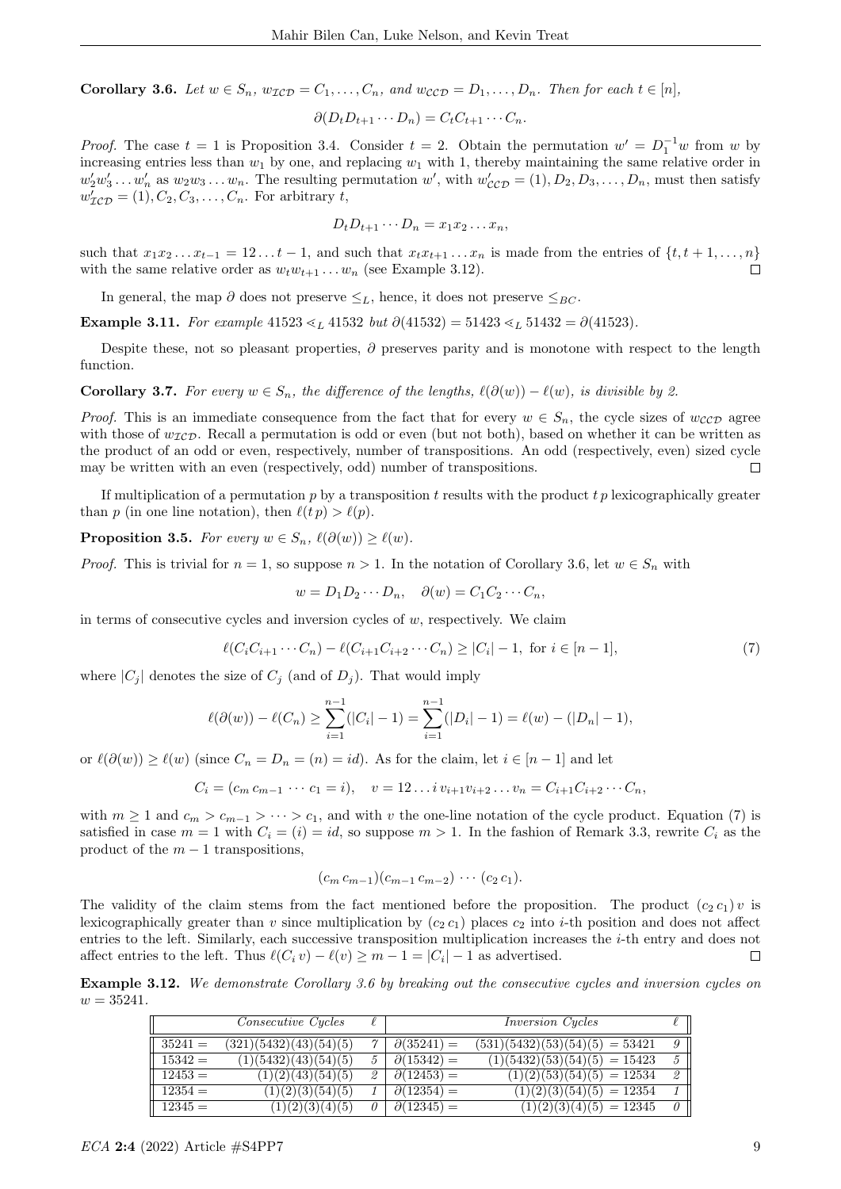**Corollary 3.6.** *Let $w \in S_n$, $w_{\mathcal{ICD}} = C_1, \ldots, C_n$, and $w_{\mathcal{CCD}} = D_1, \ldots, D_n$. Then for each $t \in [n]$,*

$$\partial(D_t D_{t+1} \cdots D_n) = C_t C_{t+1} \cdots C_n.$$

*Proof.* The case $t = 1$ is Proposition 3.4. Consider $t = 2$. Obtain the permutation $w' = D_1^{-1} w$ from $w$ by increasing entries less than $w_1$ by one, and replacing $w_1$ with 1, thereby maintaining the same relative order in $w_2' w_3' \ldots w_n'$ as $w_2 w_3 \ldots w_n$. The resulting permutation $w'$, with $w'_{\mathcal{CCD}} = (1), D_2, D_3, \ldots, D_n$, must then satisfy $w'_{\mathcal{ICD}} = (1), C_2, C_3, \ldots, C_n$. For arbitrary $t$,

$$D_t D_{t+1} \cdots D_n = x_1 x_2 \ldots x_n,$$

such that $x_1 x_2 \ldots x_{t-1} = 12 \ldots t-1$, and such that $x_t x_{t+1} \ldots x_n$ is made from the entries of $\{t, t+1, \ldots, n\}$ with the same relative order as $w_t w_{t+1} \ldots w_n$ (see Example 3.12). □

In general, the map $\partial$ does not preserve $\leq_L$, hence, it does not preserve $\leq_{BC}$.

**Example 3.11.** *For example $41523 \lessdot_L 41532$ but $\partial(41532) = 51423 \lessdot_L 51432 = \partial(41523)$.*

Despite these, not so pleasant properties, $\partial$ preserves parity and is monotone with respect to the length function.

**Corollary 3.7.** *For every $w \in S_n$, the difference of the lengths, $\ell(\partial(w)) - \ell(w)$, is divisible by 2.*

*Proof.* This is an immediate consequence from the fact that for every $w \in S_n$, the cycle sizes of $w_{\mathcal{CCD}}$ agree with those of $w_{\mathcal{ICD}}$. Recall a permutation is odd or even (but not both), based on whether it can be written as the product of an odd or even, respectively, number of transpositions. An odd (respectively, even) sized cycle may be written with an even (respectively, odd) number of transpositions. □

If multiplication of a permutation $p$ by a transposition $t$ results with the product $t\,p$ lexicographically greater than $p$ (in one line notation), then $\ell(t\,p) > \ell(p)$.

**Proposition 3.5.** *For every $w \in S_n$, $\ell(\partial(w)) \geq \ell(w)$.*

*Proof.* This is trivial for $n = 1$, so suppose $n > 1$. In the notation of Corollary 3.6, let $w \in S_n$ with

$$w = D_1 D_2 \cdots D_n, \quad \partial(w) = C_1 C_2 \cdots C_n,$$

in terms of consecutive cycles and inversion cycles of $w$, respectively. We claim

$$\ell(C_i C_{i+1} \cdots C_n) - \ell(C_{i+1} C_{i+2} \cdots C_n) \geq |C_i| - 1, \text{ for } i \in [n-1], \tag{7}$$

where $|C_j|$ denotes the size of $C_j$ (and of $D_j$). That would imply

$$\ell(\partial(w)) - \ell(C_n) \geq \sum_{i=1}^{n-1} (|C_i| - 1) = \sum_{i=1}^{n-1} (|D_i| - 1) = \ell(w) - (|D_n| - 1),$$

or $\ell(\partial(w)) \geq \ell(w)$ (since $C_n = D_n = (n) = id$). As for the claim, let $i \in [n-1]$ and let

$$C_i = (c_m\, c_{m-1} \cdots c_1 = i), \quad v = 12 \ldots i\, v_{i+1} v_{i+2} \ldots v_n = C_{i+1} C_{i+2} \cdots C_n,$$

with $m \geq 1$ and $c_m > c_{m-1} > \cdots > c_1$, and with $v$ the one-line notation of the cycle product. Equation (7) is satisfied in case $m = 1$ with $C_i = (i) = id$, so suppose $m > 1$. In the fashion of Remark 3.3, rewrite $C_i$ as the product of the $m - 1$ transpositions,

$$(c_m\, c_{m-1})(c_{m-1}\, c_{m-2}) \cdots (c_2\, c_1).$$

The validity of the claim stems from the fact mentioned before the proposition. The product $(c_2\, c_1)\, v$ is lexicographically greater than $v$ since multiplication by $(c_2\, c_1)$ places $c_2$ into $i$-th position and does not affect entries to the left. Similarly, each successive transposition multiplication increases the $i$-th entry and does not affect entries to the left. Thus $\ell(C_i\, v) - \ell(v) \geq m - 1 = |C_i| - 1$ as advertised. □

**Example 3.12.** *We demonstrate Corollary 3.6 by breaking out the consecutive cycles and inversion cycles on $w = 35241$.*

| | *Consecutive Cycles* | $\ell$ | | *Inversion Cycles* | $\ell$ |
|---|---|---|---|---|---|
| $35241 =$ | $(321)(5432)(43)(54)(5)$ | *7* | $\partial(35241) =$ | $(531)(5432)(53)(54)(5) = 53421$ | *9* |
| $15342 =$ | $(1)(5432)(43)(54)(5)$ | *5* | $\partial(15342) =$ | $(1)(5432)(53)(54)(5) = 15423$ | *5* |
| $12453 =$ | $(1)(2)(43)(54)(5)$ | *2* | $\partial(12453) =$ | $(1)(2)(53)(54)(5) = 12534$ | *2* |
| $12354 =$ | $(1)(2)(3)(54)(5)$ | *1* | $\partial(12354) =$ | $(1)(2)(3)(54)(5) = 12354$ | *1* |
| $12345 =$ | $(1)(2)(3)(4)(5)$ | *0* | $\partial(12345) =$ | $(1)(2)(3)(4)(5) = 12345$ | *0* |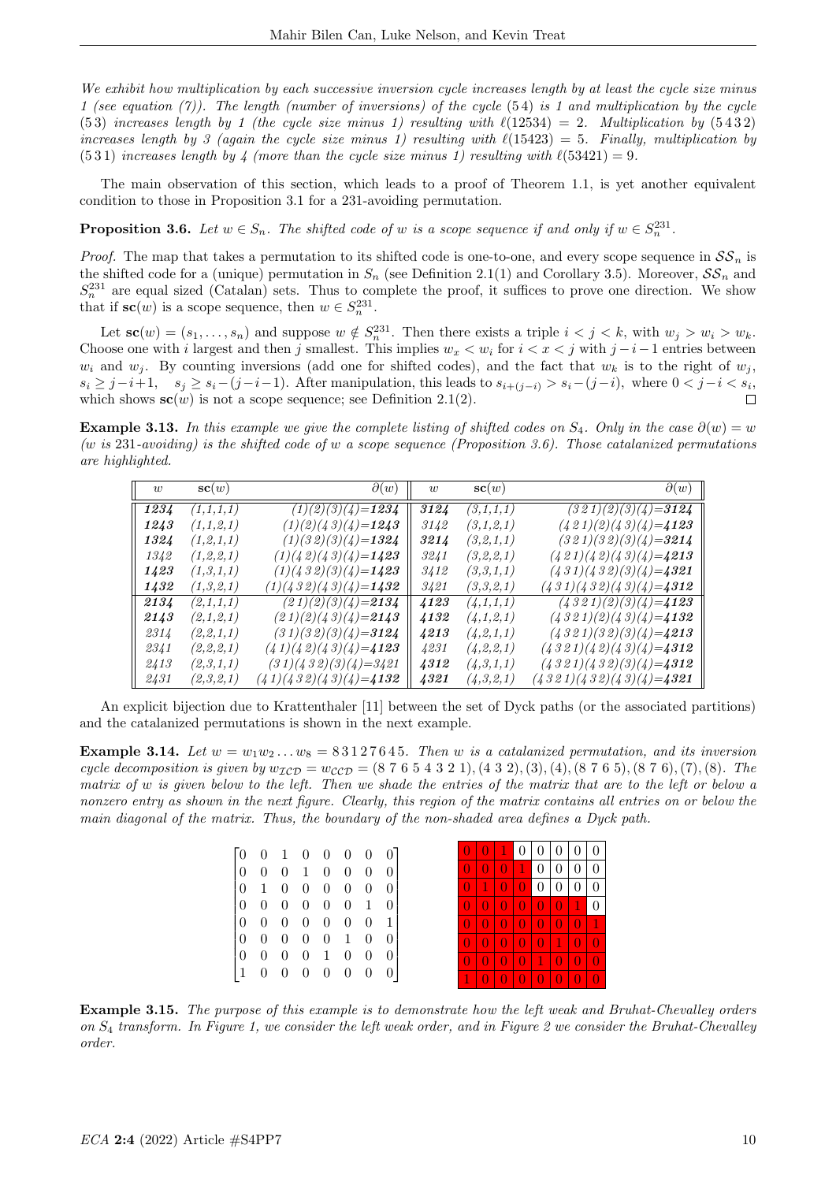*We exhibit how multiplication by each successive inversion cycle increases length by at least the cycle size minus 1 (see equation (7)). The length (number of inversions) of the cycle* $(5\,4)$ *is 1 and multiplication by the cycle* $(5\,3)$ *increases length by 1 (the cycle size minus 1) resulting with* $\ell(12534) = 2$. *Multiplication by* $(5\,4\,3\,2)$ *increases length by 3 (again the cycle size minus 1) resulting with* $\ell(15423) = 5$. *Finally, multiplication by* $(5\,3\,1)$ *increases length by 4 (more than the cycle size minus 1) resulting with* $\ell(53421) = 9$.

The main observation of this section, which leads to a proof of Theorem 1.1, is yet another equivalent condition to those in Proposition 3.1 for a 231-avoiding permutation.

**Proposition 3.6.** *Let* $w \in S_n$. *The shifted code of* $w$ *is a scope sequence if and only if* $w \in S_n^{231}$.

*Proof.* The map that takes a permutation to its shifted code is one-to-one, and every scope sequence in $\mathcal{SS}_n$ is the shifted code for a (unique) permutation in $S_n$ (see Definition 2.1(1) and Corollary 3.5). Moreover, $\mathcal{SS}_n$ and $S_n^{231}$ are equal sized (Catalan) sets. Thus to complete the proof, it suffices to prove one direction. We show that if $\mathbf{sc}(w)$ is a scope sequence, then $w \in S_n^{231}$.

Let $\mathbf{sc}(w) = (s_1, \dots, s_n)$ and suppose $w \notin S_n^{231}$. Then there exists a triple $i < j < k$, with $w_j > w_i > w_k$. Choose one with $i$ largest and then $j$ smallest. This implies $w_x < w_i$ for $i < x < j$ with $j-i-1$ entries between $w_i$ and $w_j$. By counting inversions (add one for shifted codes), and the fact that $w_k$ is to the right of $w_j$, $s_i \geq j-i+1$, $\quad s_j \geq s_i-(j-i-1)$. After manipulation, this leads to $s_{i+(j-i)} > s_i-(j-i)$, where $0 < j-i < s_i$, which shows $\mathbf{sc}(w)$ is not a scope sequence; see Definition 2.1(2). $\square$

**Example 3.13.** *In this example we give the complete listing of shifted codes on* $S_4$. *Only in the case* $\partial(w) = w$ *(w is 231-avoiding) is the shifted code of w a scope sequence (Proposition 3.6). Those catalanized permutations are highlighted.*

| $w$ | $\mathbf{sc}(w)$ | $\partial(w)$ | $w$ | $\mathbf{sc}(w)$ | $\partial(w)$ |
|---|---|---|---|---|---|
| ***1234*** | (1,1,1,1) | (1)(2)(3)(4)=***1234*** | ***3124*** | (3,1,1,1) | (3 2 1)(2)(3)(4)=***3124*** |
| ***1243*** | (1,1,2,1) | (1)(2)(4 3)(4)=***1243*** | 3142 | (3,1,2,1) | (4 2 1)(2)(4 3)(4)=***4123*** |
| ***1324*** | (1,2,1,1) | (1)(3 2)(3)(4)=***1324*** | ***3214*** | (3,2,1,1) | (3 2 1)(3 2)(3)(4)=***3214*** |
| 1342 | (1,2,2,1) | (1)(4 2)(4 3)(4)=***1423*** | 3241 | (3,2,2,1) | (4 2 1)(4 2)(4 3)(4)=***4213*** |
| ***1423*** | (1,3,1,1) | (1)(4 3 2)(3)(4)=***1423*** | 3412 | (3,3,1,1) | (4 3 1)(4 3 2)(3)(4)=***4321*** |
| ***1432*** | (1,3,2,1) | (1)(4 3 2)(4 3)(4)=***1432*** | 3421 | (3,3,2,1) | (4 3 1)(4 3 2)(4 3)(4)=***4312*** |
| ***2134*** | (2,1,1,1) | (2 1)(2)(3)(4)=***2134*** | ***4123*** | (4,1,1,1) | (4 3 2 1)(2)(3)(4)=***4123*** |
| ***2143*** | (2,1,2,1) | (2 1)(2)(4 3)(4)=***2143*** | ***4132*** | (4,1,2,1) | (4 3 2 1)(2)(4 3)(4)=***4132*** |
| 2314 | (2,2,1,1) | (3 1)(3 2)(3)(4)=***3124*** | ***4213*** | (4,2,1,1) | (4 3 2 1)(3 2)(3)(4)=***4213*** |
| 2341 | (2,2,2,1) | (4 1)(4 2)(4 3)(4)=***4123*** | 4231 | (4,2,2,1) | (4 3 2 1)(4 2)(4 3)(4)=***4312*** |
| 2413 | (2,3,1,1) | (3 1)(4 3 2)(3)(4)=3421 | ***4312*** | (4,3,1,1) | (4 3 2 1)(4 3 2)(3)(4)=***4312*** |
| 2431 | (2,3,2,1) | (4 1)(4 3 2)(4 3)(4)=***4132*** | ***4321*** | (4,3,2,1) | (4 3 2 1)(4 3 2)(4 3)(4)=***4321*** |

An explicit bijection due to Krattenthaler [11] between the set of Dyck paths (or the associated partitions) and the catalanized permutations is shown in the next example.

**Example 3.14.** *Let* $w = w_1w_2\dots w_8 = 8\,3\,1\,2\,7\,6\,4\,5$. *Then w is a catalanized permutation, and its inversion cycle decomposition is given by* $w_{\mathcal{ICD}} = w_{\mathcal{CCD}} = (8\;7\;6\;5\;4\;3\;2\;1), (4\;3\;2), (3), (4), (8\;7\;6\;5), (8\;7\;6), (7), (8)$. *The matrix of w is given below to the left. Then we shade the entries of the matrix that are to the left or below a nonzero entry as shown in the next figure. Clearly, this region of the matrix contains all entries on or below the main diagonal of the matrix. Thus, the boundary of the non-shaded area defines a Dyck path.*

$$\begin{bmatrix} 0 & 0 & 1 & 0 & 0 & 0 & 0 & 0 \\ 0 & 0 & 0 & 1 & 0 & 0 & 0 & 0 \\ 0 & 1 & 0 & 0 & 0 & 0 & 0 & 0 \\ 0 & 0 & 0 & 0 & 0 & 0 & 1 & 0 \\ 0 & 0 & 0 & 0 & 0 & 0 & 0 & 1 \\ 0 & 0 & 0 & 0 & 0 & 1 & 0 & 0 \\ 0 & 0 & 0 & 0 & 1 & 0 & 0 & 0 \\ 1 & 0 & 0 & 0 & 0 & 0 & 0 & 0 \end{bmatrix}$$

| 0 | 0 | 1 | 0 | 0 | 0 | 0 | 0 |
|---|---|---|---|---|---|---|---|
| 0 | 0 | 0 | 1 | 0 | 0 | 0 | 0 |
| 0 | 1 | 0 | 0 | 0 | 0 | 0 | 0 |
| 0 | 0 | 0 | 0 | 0 | 0 | 1 | 0 |
| 0 | 0 | 0 | 0 | 0 | 0 | 0 | 1 |
| 0 | 0 | 0 | 0 | 0 | 1 | 0 | 0 |
| 0 | 0 | 0 | 0 | 1 | 0 | 0 | 0 |
| 1 | 0 | 0 | 0 | 0 | 0 | 0 | 0 |

**Example 3.15.** *The purpose of this example is to demonstrate how the left weak and Bruhat-Chevalley orders on* $S_4$ *transform. In Figure 1, we consider the left weak order, and in Figure 2 we consider the Bruhat-Chevalley order.*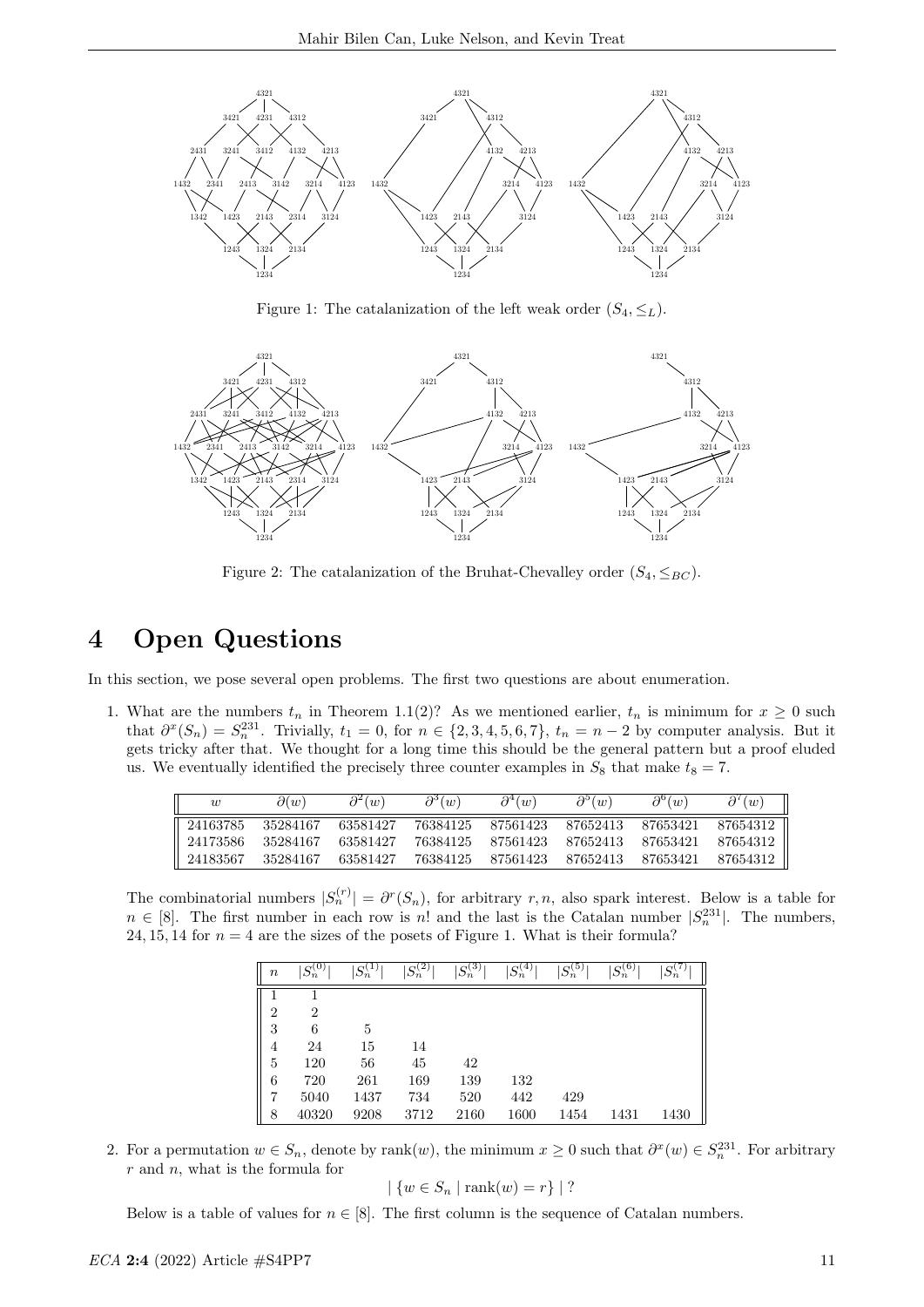Figure 1: The catalanization of the left weak order $(S_4, \leq_L)$.

Figure 2: The catalanization of the Bruhat-Chevalley order $(S_4, \leq_{BC})$.

# 4 Open Questions

In this section, we pose several open problems. The first two questions are about enumeration.

1. What are the numbers $t_n$ in Theorem 1.1(2)? As we mentioned earlier, $t_n$ is minimum for $x \geq 0$ such that $\partial^x(S_n) = S_n^{231}$. Trivially, $t_1 = 0$, for $n \in \{2, 3, 4, 5, 6, 7\}$, $t_n = n - 2$ by computer analysis. But it gets tricky after that. We thought for a long time this should be the general pattern but a proof eluded us. We eventually identified the precisely three counter examples in $S_8$ that make $t_8 = 7$.

| $w$ | $\partial(w)$ | $\partial^2(w)$ | $\partial^3(w)$ | $\partial^4(w)$ | $\partial^5(w)$ | $\partial^6(w)$ | $\partial^7(w)$ |
|---|---|---|---|---|---|---|---|
| 24163785 | 35284167 | 63581427 | 76384125 | 87561423 | 87652413 | 87653421 | 87654312 |
| 24173586 | 35284167 | 63581427 | 76384125 | 87561423 | 87652413 | 87653421 | 87654312 |
| 24183567 | 35284167 | 63581427 | 76384125 | 87561423 | 87652413 | 87653421 | 87654312 |

The combinatorial numbers $|S_n^{(r)}| = \partial^r(S_n)$, for arbitrary $r, n$, also spark interest. Below is a table for $n \in [8]$. The first number in each row is $n!$ and the last is the Catalan number $|S_n^{231}|$. The numbers, 24, 15, 14 for $n = 4$ are the sizes of the posets of Figure 1. What is their formula?

| $n$ | $\lvert S_n^{(0)} \rvert$ | $\lvert S_n^{(1)} \rvert$ | $\lvert S_n^{(2)} \rvert$ | $\lvert S_n^{(3)} \rvert$ | $\lvert S_n^{(4)} \rvert$ | $\lvert S_n^{(5)} \rvert$ | $\lvert S_n^{(6)} \rvert$ | $\lvert S_n^{(7)} \rvert$ |
|---|---|---|---|---|---|---|---|---|
| 1 | 1 | | | | | | | |
| 2 | 2 | | | | | | | |
| 3 | 6 | 5 | | | | | | |
| 4 | 24 | 15 | 14 | | | | | |
| 5 | 120 | 56 | 45 | 42 | | | | |
| 6 | 720 | 261 | 169 | 139 | 132 | | | |
| 7 | 5040 | 1437 | 734 | 520 | 442 | 429 | | |
| 8 | 40320 | 9208 | 3712 | 2160 | 1600 | 1454 | 1431 | 1430 |

2. For a permutation $w \in S_n$, denote by $\text{rank}(w)$, the minimum $x \geq 0$ such that $\partial^x(w) \in S_n^{231}$. For arbitrary $r$ and $n$, what is the formula for

$$| \{ w \in S_n \mid \text{rank}(w) = r \} | \, ?$$

Below is a table of values for $n \in [8]$. The first column is the sequence of Catalan numbers.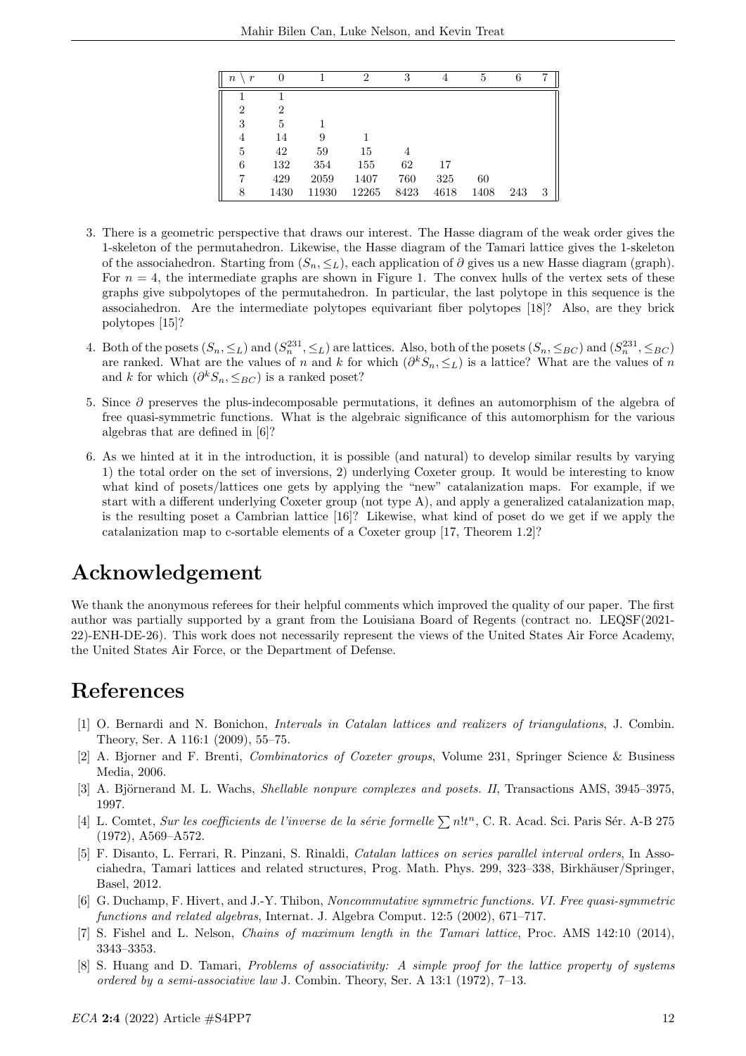| $n \setminus r$ | 0 | 1 | 2 | 3 | 4 | 5 | 6 | 7 |
|---|---|---|---|---|---|---|---|---|
| 1 | 1 | | | | | | | |
| 2 | 2 | | | | | | | |
| 3 | 5 | 1 | | | | | | |
| 4 | 14 | 9 | 1 | | | | | |
| 5 | 42 | 59 | 15 | 4 | | | | |
| 6 | 132 | 354 | 155 | 62 | 17 | | | |
| 7 | 429 | 2059 | 1407 | 760 | 325 | 60 | | |
| 8 | 1430 | 11930 | 12265 | 8423 | 4618 | 1408 | 243 | 3 |

3. There is a geometric perspective that draws our interest. The Hasse diagram of the weak order gives the 1-skeleton of the permutahedron. Likewise, the Hasse diagram of the Tamari lattice gives the 1-skeleton of the associahedron. Starting from $(S_n, \leq_L)$, each application of $\partial$ gives us a new Hasse diagram (graph). For $n = 4$, the intermediate graphs are shown in Figure 1. The convex hulls of the vertex sets of these graphs give subpolytopes of the permutahedron. In particular, the last polytope in this sequence is the associahedron. Are the intermediate polytopes equivariant fiber polytopes [18]? Also, are they brick polytopes [15]?

4. Both of the posets $(S_n, \leq_L)$ and $(S_n^{231}, \leq_L)$ are lattices. Also, both of the posets $(S_n, \leq_{BC})$ and $(S_n^{231}, \leq_{BC})$ are ranked. What are the values of $n$ and $k$ for which $(\partial^k S_n, \leq_L)$ is a lattice? What are the values of $n$ and $k$ for which $(\partial^k S_n, \leq_{BC})$ is a ranked poset?

5. Since $\partial$ preserves the plus-indecomposable permutations, it defines an automorphism of the algebra of free quasi-symmetric functions. What is the algebraic significance of this automorphism for the various algebras that are defined in [6]?

6. As we hinted at it in the introduction, it is possible (and natural) to develop similar results by varying 1) the total order on the set of inversions, 2) underlying Coxeter group. It would be interesting to know what kind of posets/lattices one gets by applying the "new" catalanization maps. For example, if we start with a different underlying Coxeter group (not type A), and apply a generalized catalanization map, is the resulting poset a Cambrian lattice [16]? Likewise, what kind of poset do we get if we apply the catalanization map to c-sortable elements of a Coxeter group [17, Theorem 1.2]?

# Acknowledgement

We thank the anonymous referees for their helpful comments which improved the quality of our paper. The first author was partially supported by a grant from the Louisiana Board of Regents (contract no. LEQSF(2021-22)-ENH-DE-26). This work does not necessarily represent the views of the United States Air Force Academy, the United States Air Force, or the Department of Defense.

# References

[1] O. Bernardi and N. Bonichon, *Intervals in Catalan lattices and realizers of triangulations*, J. Combin. Theory, Ser. A 116:1 (2009), 55–75.

[2] A. Bjorner and F. Brenti, *Combinatorics of Coxeter groups*, Volume 231, Springer Science & Business Media, 2006.

[3] A. Björnerand M. L. Wachs, *Shellable nonpure complexes and posets. II*, Transactions AMS, 3945–3975, 1997.

[4] L. Comtet, *Sur les coefficients de l'inverse de la série formelle* $\sum n!t^n$, C. R. Acad. Sci. Paris Sér. A-B 275 (1972), A569–A572.

[5] F. Disanto, L. Ferrari, R. Pinzani, S. Rinaldi, *Catalan lattices on series parallel interval orders*, In Associahedra, Tamari lattices and related structures, Prog. Math. Phys. 299, 323–338, Birkhäuser/Springer, Basel, 2012.

[6] G. Duchamp, F. Hivert, and J.-Y. Thibon, *Noncommutative symmetric functions. VI. Free quasi-symmetric functions and related algebras*, Internat. J. Algebra Comput. 12:5 (2002), 671–717.

[7] S. Fishel and L. Nelson, *Chains of maximum length in the Tamari lattice*, Proc. AMS 142:10 (2014), 3343–3353.

[8] S. Huang and D. Tamari, *Problems of associativity: A simple proof for the lattice property of systems ordered by a semi-associative law* J. Combin. Theory, Ser. A 13:1 (1972), 7–13.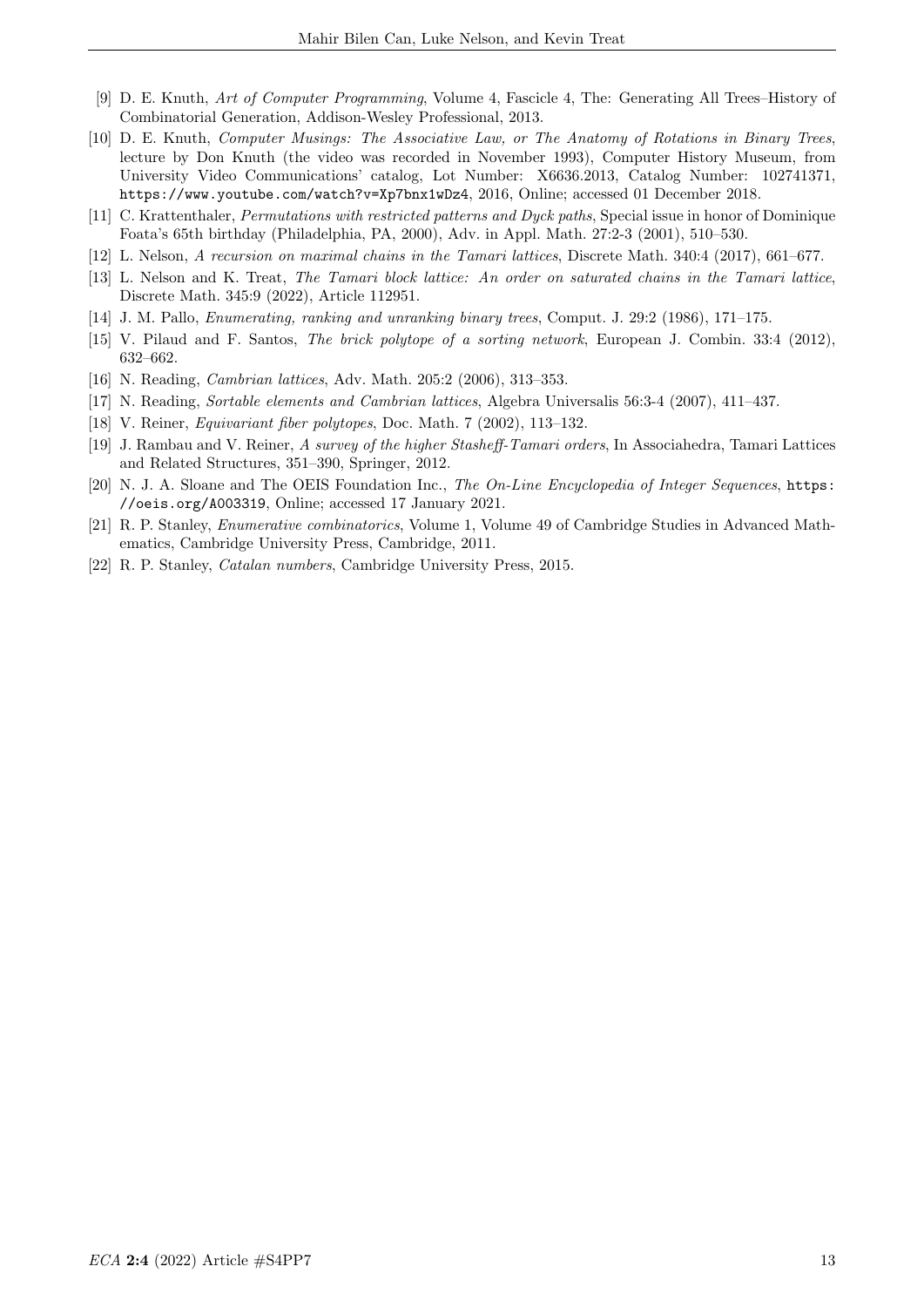[9] D. E. Knuth, *Art of Computer Programming*, Volume 4, Fascicle 4, The: Generating All Trees–History of Combinatorial Generation, Addison-Wesley Professional, 2013.

[10] D. E. Knuth, *Computer Musings: The Associative Law, or The Anatomy of Rotations in Binary Trees*, lecture by Don Knuth (the video was recorded in November 1993), Computer History Museum, from University Video Communications' catalog, Lot Number: X6636.2013, Catalog Number: 102741371, `https://www.youtube.com/watch?v=Xp7bnx1wDz4`, 2016, Online; accessed 01 December 2018.

[11] C. Krattenthaler, *Permutations with restricted patterns and Dyck paths*, Special issue in honor of Dominique Foata's 65th birthday (Philadelphia, PA, 2000), Adv. in Appl. Math. 27:2-3 (2001), 510–530.

[12] L. Nelson, *A recursion on maximal chains in the Tamari lattices*, Discrete Math. 340:4 (2017), 661–677.

[13] L. Nelson and K. Treat, *The Tamari block lattice: An order on saturated chains in the Tamari lattice*, Discrete Math. 345:9 (2022), Article 112951.

[14] J. M. Pallo, *Enumerating, ranking and unranking binary trees*, Comput. J. 29:2 (1986), 171–175.

[15] V. Pilaud and F. Santos, *The brick polytope of a sorting network*, European J. Combin. 33:4 (2012), 632–662.

[16] N. Reading, *Cambrian lattices*, Adv. Math. 205:2 (2006), 313–353.

[17] N. Reading, *Sortable elements and Cambrian lattices*, Algebra Universalis 56:3-4 (2007), 411–437.

[18] V. Reiner, *Equivariant fiber polytopes*, Doc. Math. 7 (2002), 113–132.

[19] J. Rambau and V. Reiner, *A survey of the higher Stasheff-Tamari orders*, In Associahedra, Tamari Lattices and Related Structures, 351–390, Springer, 2012.

[20] N. J. A. Sloane and The OEIS Foundation Inc., *The On-Line Encyclopedia of Integer Sequences*, `https://oeis.org/A003319`, Online; accessed 17 January 2021.

[21] R. P. Stanley, *Enumerative combinatorics*, Volume 1, Volume 49 of Cambridge Studies in Advanced Mathematics, Cambridge University Press, Cambridge, 2011.

[22] R. P. Stanley, *Catalan numbers*, Cambridge University Press, 2015.